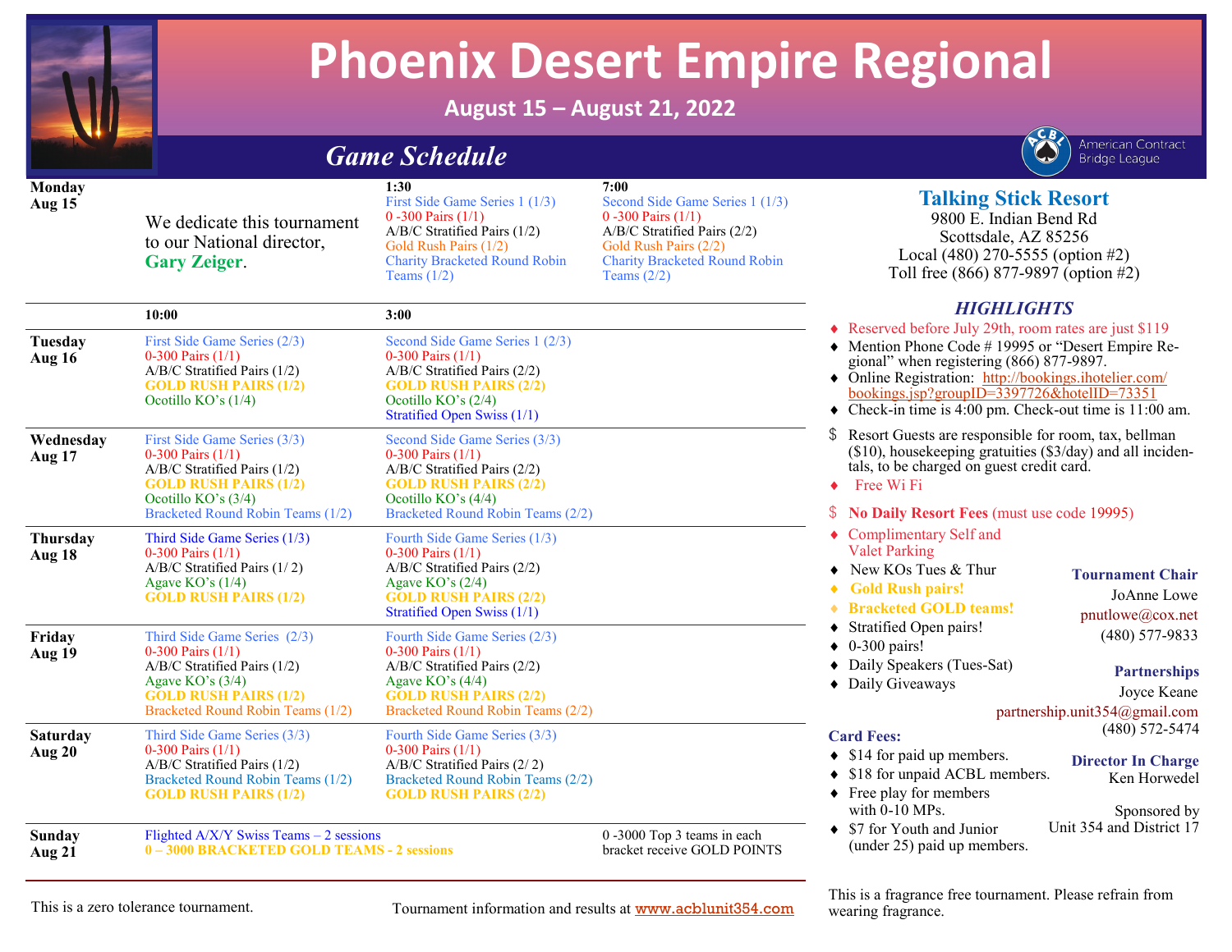# Phoenix Desert Empire Regional

**August 15 – August 21, 2022**

## *Game Schedule*

American Contract Bridge League

We dedicate this tournament to our National director, **Gary Zeiger**.

| Day | 1:30 | 7:00 |
|---|---|---|
| **Monday Aug 15** | First Side Game Series 1 (1/3)<br>0 -300 Pairs (1/1)<br>A/B/C Stratified Pairs (1/2)<br>Gold Rush Pairs (1/2)<br>Charity Bracketed Round Robin Teams (1/2) | Second Side Game Series 1 (1/3)<br>0 -300 Pairs (1/1)<br>A/B/C Stratified Pairs (2/2)<br>Gold Rush Pairs (2/2)<br>Charity Bracketed Round Robin Teams (2/2) |

| Day | 10:00 | 3:00 |
|---|---|---|
| **Tuesday Aug 16** | First Side Game Series (2/3)<br>0-300 Pairs (1/1)<br>A/B/C Stratified Pairs (1/2)<br>**GOLD RUSH PAIRS (1/2)**<br>Ocotillo KO's (1/4) | Second Side Game Series 1 (2/3)<br>0-300 Pairs (1/1)<br>A/B/C Stratified Pairs (2/2)<br>**GOLD RUSH PAIRS (2/2)**<br>Ocotillo KO's (2/4)<br>Stratified Open Swiss (1/1) |
| **Wednesday Aug 17** | First Side Game Series (3/3)<br>0-300 Pairs (1/1)<br>A/B/C Stratified Pairs (1/2)<br>**GOLD RUSH PAIRS (1/2)**<br>Ocotillo KO's (3/4)<br>Bracketed Round Robin Teams (1/2) | Second Side Game Series (3/3)<br>0-300 Pairs (1/1)<br>A/B/C Stratified Pairs (2/2)<br>**GOLD RUSH PAIRS (2/2)**<br>Ocotillo KO's (4/4)<br>Bracketed Round Robin Teams (2/2) |
| **Thursday Aug 18** | Third Side Game Series (1/3)<br>0-300 Pairs (1/1)<br>A/B/C Stratified Pairs (1/ 2)<br>Agave KO's (1/4)<br>**GOLD RUSH PAIRS (1/2)** | Fourth Side Game Series (1/3)<br>0-300 Pairs (1/1)<br>A/B/C Stratified Pairs (2/2)<br>Agave KO's (2/4)<br>**GOLD RUSH PAIRS (2/2)**<br>Stratified Open Swiss (1/1) |
| **Friday Aug 19** | Third Side Game Series (2/3)<br>0-300 Pairs (1/1)<br>A/B/C Stratified Pairs (1/2)<br>Agave KO's (3/4)<br>**GOLD RUSH PAIRS (1/2)**<br>Bracketed Round Robin Teams (1/2) | Fourth Side Game Series (2/3)<br>0-300 Pairs (1/1)<br>A/B/C Stratified Pairs (2/2)<br>Agave KO's (4/4)<br>**GOLD RUSH PAIRS (2/2)**<br>Bracketed Round Robin Teams (2/2) |
| **Saturday Aug 20** | Third Side Game Series (3/3)<br>0-300 Pairs (1/1)<br>A/B/C Stratified Pairs (1/2)<br>Bracketed Round Robin Teams (1/2)<br>**GOLD RUSH PAIRS (1/2)** | Fourth Side Game Series (3/3)<br>0-300 Pairs (1/1)<br>A/B/C Stratified Pairs (2/ 2)<br>Bracketed Round Robin Teams (2/2)<br>**GOLD RUSH PAIRS (2/2)** |
| **Sunday Aug 21** | Flighted A/X/Y Swiss Teams – 2 sessions<br>**0 – 3000 BRACKETED GOLD TEAMS - 2 sessions** | 0 -3000 Top 3 teams in each bracket receive GOLD POINTS |

This is a zero tolerance tournament.

Tournament information and results at www.acblunit354.com

## Talking Stick Resort

9800 E. Indian Bend Rd
Scottsdale, AZ 85256
Local (480) 270-5555 (option #2)
Toll free (866) 877-9897 (option #2)

### *HIGHLIGHTS*

- Reserved before July 29th, room rates are just $119
- Mention Phone Code # 19995 or "Desert Empire Regional" when registering (866) 877-9897.
- Online Registration: http://bookings.ihotelier.com/bookings.jsp?groupID=3397726&hotelID=73351
- Check-in time is 4:00 pm. Check-out time is 11:00 am.

$ Resort Guests are responsible for room, tax, bellman ($10), housekeeping gratuities ($3/day) and all incidentals, to be charged on guest credit card.

- Free Wi Fi

$ **No Daily Resort Fees** (must use code 19995)

- Complimentary Self and Valet Parking
- New KOs Tues & Thur
- **Gold Rush pairs!**
- **Bracketed GOLD teams!**
- Stratified Open pairs!
- 0-300 pairs!
- Daily Speakers (Tues-Sat)
- Daily Giveaways

**Tournament Chair**
JoAnne Lowe
pnutlowe@cox.net
(480) 577-9833

**Partnerships**
Joyce Keane
partnership.unit354@gmail.com
(480) 572-5474

**Card Fees:**

- $14 for paid up members.
- $18 for unpaid ACBL members.
- Free play for members with 0-10 MPs.
- $7 for Youth and Junior (under 25) paid up members.

**Director In Charge**
Ken Horwedel

Sponsored by
Unit 354 and District 17

This is a fragrance free tournament. Please refrain from wearing fragrance.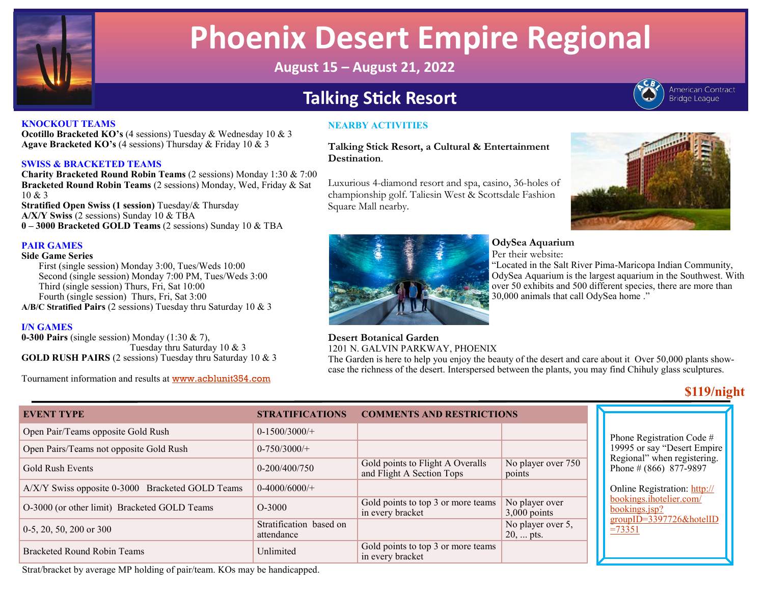# Phoenix Desert Empire Regional

**August 15 – August 21, 2022**

## Talking Stick Resort

American Contract Bridge League

### KNOCKOUT TEAMS

**Ocotillo Bracketed KO's** (4 sessions) Tuesday & Wednesday 10 & 3
**Agave Bracketed KO's** (4 sessions) Thursday & Friday 10 & 3

### SWISS & BRACKETED TEAMS

**Charity Bracketed Round Robin Teams** (2 sessions) Monday 1:30 & 7:00
**Bracketed Round Robin Teams** (2 sessions) Monday, Wed, Friday & Sat 10 & 3
**Stratified Open Swiss (1 session)** Tuesday/& Thursday
**A/X/Y Swiss** (2 sessions) Sunday 10 & TBA
**0 – 3000 Bracketed GOLD Teams** (2 sessions) Sunday 10 & TBA

### PAIR GAMES

**Side Game Series**

- First (single session) Monday 3:00, Tues/Weds 10:00
- Second (single session) Monday 7:00 PM, Tues/Weds 3:00
- Third (single session) Thurs, Fri, Sat 10:00
- Fourth (single session) Thurs, Fri, Sat 3:00

**A/B/C Stratified Pairs** (2 sessions) Tuesday thru Saturday 10 & 3

### I/N GAMES

**0-300 Pairs** (single session) Monday (1:30 & 7),
Tuesday thru Saturday 10 & 3
**GOLD RUSH PAIRS** (2 sessions) Tuesday thru Saturday 10 & 3

Tournament information and results at www.acblunit354.com

### NEARBY ACTIVITIES

**Talking Stick Resort, a Cultural & Entertainment Destination**.

Luxurious 4-diamond resort and spa, casino, 36-holes of championship golf. Taliesin West & Scottsdale Fashion Square Mall nearby.

**OdySea Aquarium**
Per their website:
"Located in the Salt River Pima-Maricopa Indian Community, OdySea Aquarium is the largest aquarium in the Southwest. With over 50 exhibits and 500 different species, there are more than 30,000 animals that call OdySea home ."

**Desert Botanical Garden**
1201 N. GALVIN PARKWAY, PHOENIX
The Garden is here to help you enjoy the beauty of the desert and care about it Over 50,000 plants showcase the richness of the desert. Interspersed between the plants, you may find Chihuly glass sculptures.

**$119/night**

| EVENT TYPE | STRATIFICATIONS | COMMENTS AND RESTRICTIONS | |
|---|---|---|---|
| Open Pair/Teams opposite Gold Rush | 0-1500/3000/+ | | |
| Open Pairs/Teams not opposite Gold Rush | 0-750/3000/+ | | |
| Gold Rush Events | 0-200/400/750 | Gold points to Flight A Overalls and Flight A Section Tops | No player over 750 points |
| A/X/Y Swiss opposite 0-3000 Bracketed GOLD Teams | 0-4000/6000/+ | | |
| O-3000 (or other limit) Bracketed GOLD Teams | O-3000 | Gold points to top 3 or more teams in every bracket | No player over 3,000 points |
| 0-5, 20, 50, 200 or 300 | Stratification based on attendance | | No player over 5, 20, ... pts. |
| Bracketed Round Robin Teams | Unlimited | Gold points to top 3 or more teams in every bracket | |

Strat/bracket by average MP holding of pair/team. KOs may be handicapped.

Phone Registration Code # 19995 or say "Desert Empire Regional" when registering. Phone # (866) 877-9897

Online Registration: http://bookings.ihotelier.com/bookings.jsp?groupID=3397726&hotelID=73351